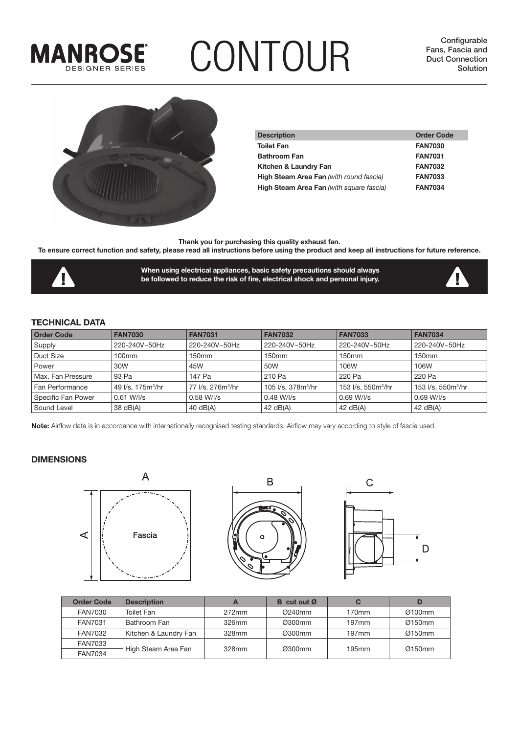# MANROSE DESIGNER SERIES

# CONTOUR

Configurable Fans, Fascia and Duct Connection Solution

| Description | Order Code |
|---|---|
| **Toilet Fan** | **FAN7030** |
| **Bathroom Fan** | **FAN7031** |
| **Kitchen & Laundry Fan** | **FAN7032** |
| **High Steam Area Fan** *(with round fascia)* | **FAN7033** |
| **High Steam Area Fan** *(with square fascia)* | **FAN7034** |

**Thank you for purchasing this quality exhaust fan.**
**To ensure correct function and safety, please read all instructions before using the product and keep all instructions for future reference.**

**When using electrical appliances, basic safety precautions should always be followed to reduce the risk of fire, electrical shock and personal injury.**

## TECHNICAL DATA

| Order Code | FAN7030 | FAN7031 | FAN7032 | FAN7033 | FAN7034 |
|---|---|---|---|---|---|
| Supply | 220-240V~50Hz | 220-240V~50Hz | 220-240V~50Hz | 220-240V~50Hz | 220-240V~50Hz |
| Duct Size | 100mm | 150mm | 150mm | 150mm | 150mm |
| Power | 30W | 45W | 50W | 106W | 106W |
| Max. Fan Pressure | 93 Pa | 147 Pa | 210 Pa | 220 Pa | 220 Pa |
| Fan Performance | 49 l/s, 175m$^3$/hr | 77 l/s, 276m$^3$/hr | 105 l/s, 378m$^3$/hr | 153 l/s, 550m$^3$/hr | 153 l/s, 550m$^3$/hr |
| Specific Fan Power | 0.61 W/l/s | 0.58 W/l/s | 0.48 W/l/s | 0.69 W/l/s | 0.69 W/l/s |
| Sound Level | 38 dB(A) | 40 dB(A) | 42 dB(A) | 42 dB(A) | 42 dB(A) |

**Note:** Airflow data is in accordance with internationally recognised testing standards. Airflow may vary according to style of fascia used.

## DIMENSIONS

| Order Code | Description | A | B cut out Ø | C | D |
|---|---|---|---|---|---|
| FAN7030 | Toilet Fan | 272mm | Ø240mm | 170mm | Ø100mm |
| FAN7031 | Bathroom Fan | 326mm | Ø300mm | 197mm | Ø150mm |
| FAN7032 | Kitchen & Laundry Fan | 328mm | Ø300mm | 197mm | Ø150mm |
| FAN7033 | High Steam Area Fan | 328mm | Ø300mm | 195mm | Ø150mm |
| FAN7034 | | | | | |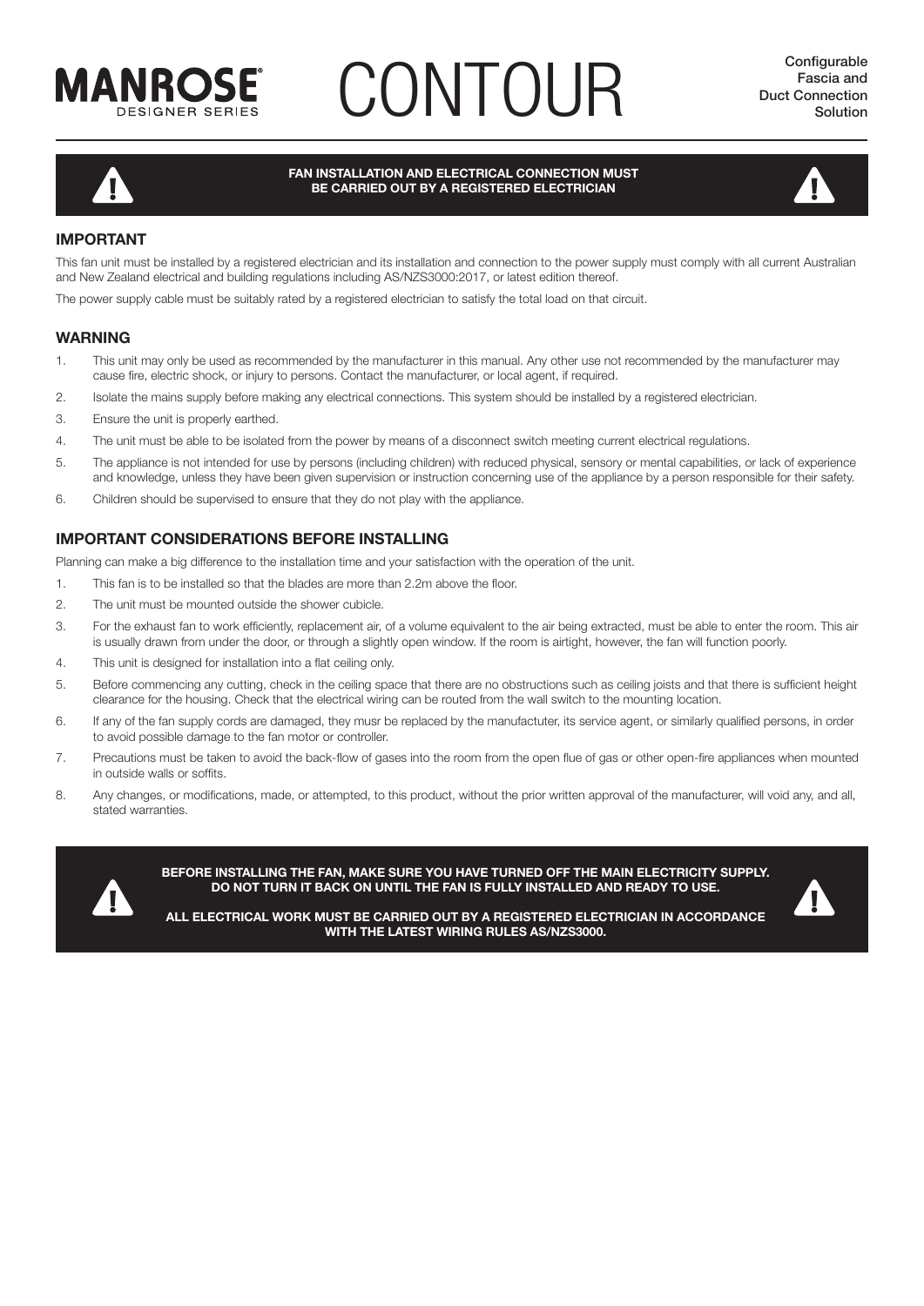# MANROSE DESIGNER SERIES CONTOUR

**Configurable Fascia and Duct Connection Solution**

**FAN INSTALLATION AND ELECTRICAL CONNECTION MUST BE CARRIED OUT BY A REGISTERED ELECTRICIAN**

## IMPORTANT

This fan unit must be installed by a registered electrician and its installation and connection to the power supply must comply with all current Australian and New Zealand electrical and building regulations including AS/NZS3000:2017, or latest edition thereof.

The power supply cable must be suitably rated by a registered electrician to satisfy the total load on that circuit.

## WARNING

1. This unit may only be used as recommended by the manufacturer in this manual. Any other use not recommended by the manufacturer may cause fire, electric shock, or injury to persons. Contact the manufacturer, or local agent, if required.
2. Isolate the mains supply before making any electrical connections. This system should be installed by a registered electrician.
3. Ensure the unit is properly earthed.
4. The unit must be able to be isolated from the power by means of a disconnect switch meeting current electrical regulations.
5. The appliance is not intended for use by persons (including children) with reduced physical, sensory or mental capabilities, or lack of experience and knowledge, unless they have been given supervision or instruction concerning use of the appliance by a person responsible for their safety.
6. Children should be supervised to ensure that they do not play with the appliance.

## IMPORTANT CONSIDERATIONS BEFORE INSTALLING

Planning can make a big difference to the installation time and your satisfaction with the operation of the unit.

1. This fan is to be installed so that the blades are more than 2.2m above the floor.
2. The unit must be mounted outside the shower cubicle.
3. For the exhaust fan to work efficiently, replacement air, of a volume equivalent to the air being extracted, must be able to enter the room. This air is usually drawn from under the door, or through a slightly open window. If the room is airtight, however, the fan will function poorly.
4. This unit is designed for installation into a flat ceiling only.
5. Before commencing any cutting, check in the ceiling space that there are no obstructions such as ceiling joists and that there is sufficient height clearance for the housing. Check that the electrical wiring can be routed from the wall switch to the mounting location.
6. If any of the fan supply cords are damaged, they musr be replaced by the manufactuter, its service agent, or similarly qualified persons, in order to avoid possible damage to the fan motor or controller.
7. Precautions must be taken to avoid the back-flow of gases into the room from the open flue of gas or other open-fire appliances when mounted in outside walls or soffits.
8. Any changes, or modifications, made, or attempted, to this product, without the prior written approval of the manufacturer, will void any, and all, stated warranties.

**BEFORE INSTALLING THE FAN, MAKE SURE YOU HAVE TURNED OFF THE MAIN ELECTRICITY SUPPLY. DO NOT TURN IT BACK ON UNTIL THE FAN IS FULLY INSTALLED AND READY TO USE.**

**ALL ELECTRICAL WORK MUST BE CARRIED OUT BY A REGISTERED ELECTRICIAN IN ACCORDANCE WITH THE LATEST WIRING RULES AS/NZS3000.**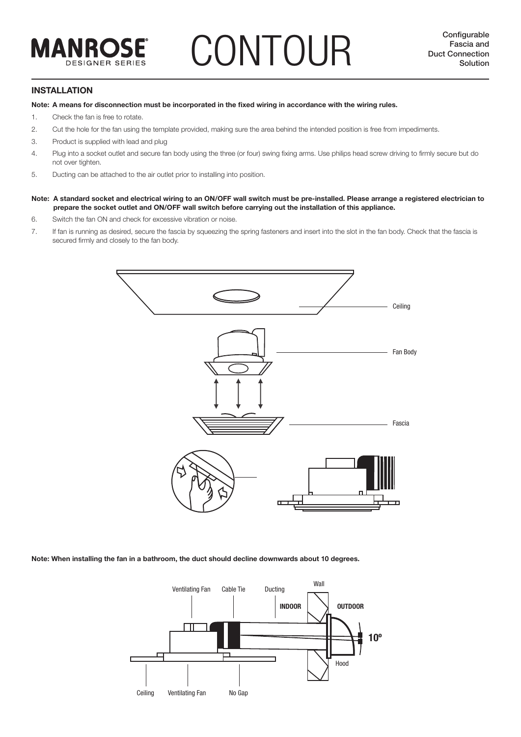MANROSE DESIGNER SERIES

# CONTOUR

Configurable Fascia and Duct Connection Solution

## INSTALLATION

**Note: A means for disconnection must be incorporated in the fixed wiring in accordance with the wiring rules.**

1. Check the fan is free to rotate.
2. Cut the hole for the fan using the template provided, making sure the area behind the intended position is free from impediments.
3. Product is supplied with lead and plug
4. Plug into a socket outlet and secure fan body using the three (or four) swing fixing arms. Use philips head screw driving to firmly secure but do not over tighten.
5. Ducting can be attached to the air outlet prior to installing into position.

**Note: A standard socket and electrical wiring to an ON/OFF wall switch must be pre-installed. Please arrange a registered electrician to prepare the socket outlet and ON/OFF wall switch before carrying out the installation of this appliance.**

6. Switch the fan ON and check for excessive vibration or noise.
7. If fan is running as desired, secure the fascia by squeezing the spring fasteners and insert into the slot in the fan body. Check that the fascia is secured firmly and closely to the fan body.

Ceiling

Fan Body

Fascia

**Note: When installing the fan in a bathroom, the duct should decline downwards about 10 degrees.**

Ventilating Fan | Cable Tie | Ducting | Wall | INDOOR | OUTDOOR | 10º | Hood | Ceiling | Ventilating Fan | No Gap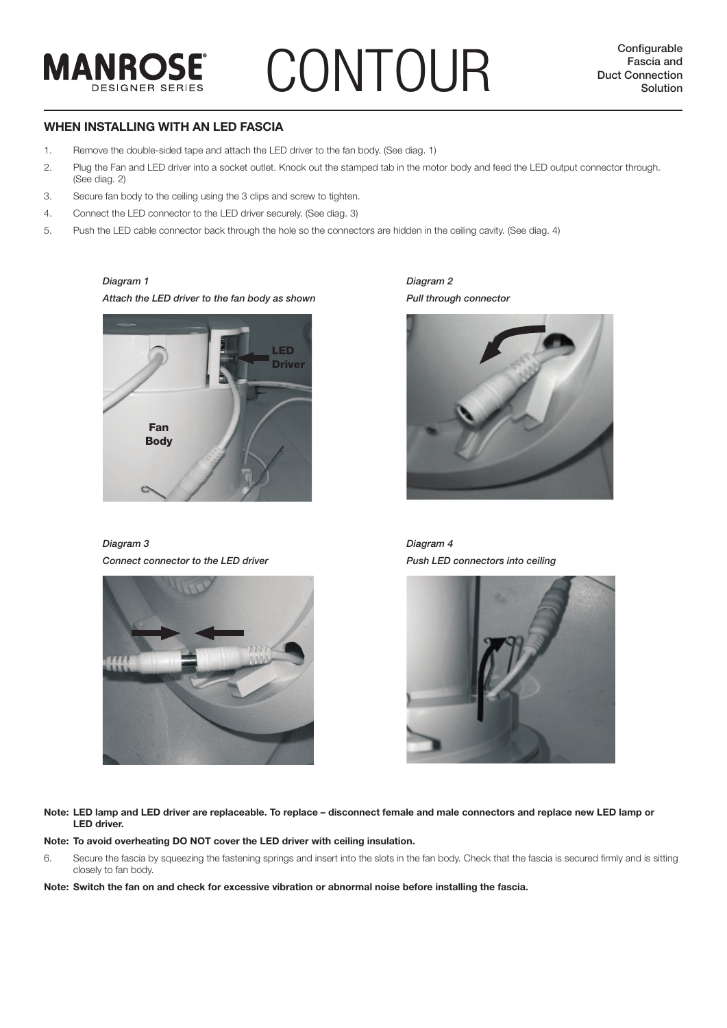## WHEN INSTALLING WITH AN LED FASCIA

1. Remove the double-sided tape and attach the LED driver to the fan body. (See diag. 1)
2. Plug the Fan and LED driver into a socket outlet. Knock out the stamped tab in the motor body and feed the LED output connector through. (See diag. 2)
3. Secure fan body to the ceiling using the 3 clips and screw to tighten.
4. Connect the LED connector to the LED driver securely. (See diag. 3)
5. Push the LED cable connector back through the hole so the connectors are hidden in the ceiling cavity. (See diag. 4)

*Diagram 1*

*Attach the LED driver to the fan body as shown*

*Diagram 2*

*Pull through connector*

*Diagram 3*

*Connect connector to the LED driver*

*Diagram 4*

*Push LED connectors into ceiling*

**Note: LED lamp and LED driver are replaceable. To replace – disconnect female and male connectors and replace new LED lamp or LED driver.**

**Note: To avoid overheating DO NOT cover the LED driver with ceiling insulation.**

6. Secure the fascia by squeezing the fastening springs and insert into the slots in the fan body. Check that the fascia is secured firmly and is sitting closely to fan body.

**Note: Switch the fan on and check for excessive vibration or abnormal noise before installing the fascia.**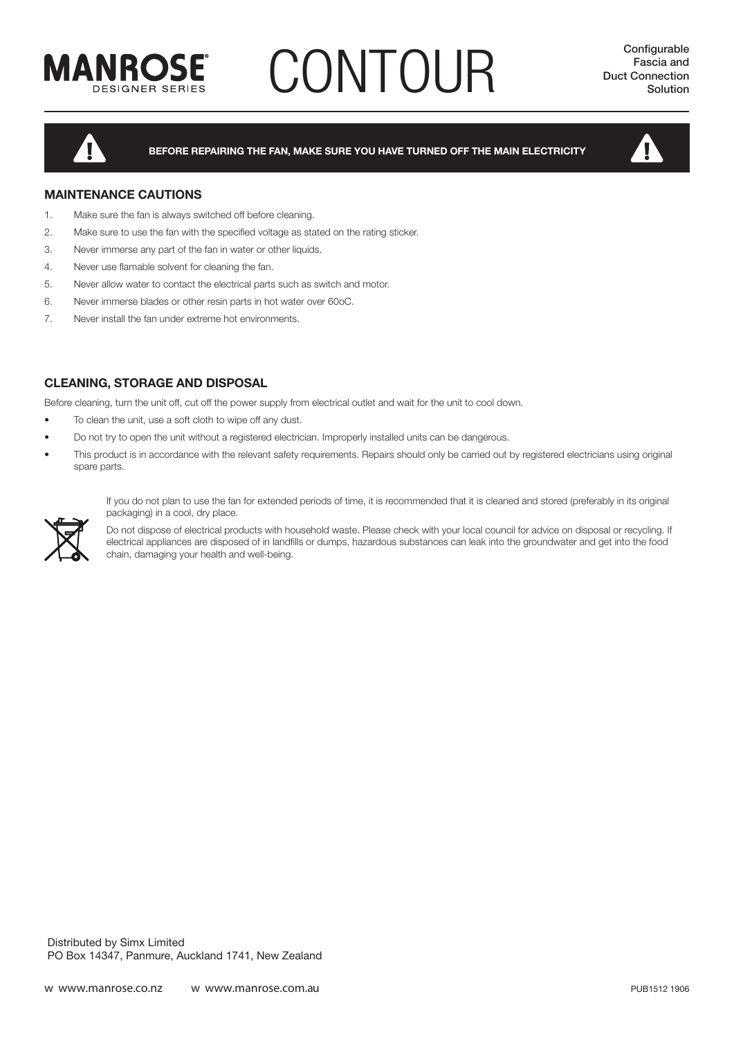# MANROSE DESIGNER SERIES CONTOUR

Configurable Fascia and Duct Connection Solution

**BEFORE REPAIRING THE FAN, MAKE SURE YOU HAVE TURNED OFF THE MAIN ELECTRICITY**

## MAINTENANCE CAUTIONS

1. Make sure the fan is always switched off before cleaning.
2. Make sure to use the fan with the specified voltage as stated on the rating sticker.
3. Never immerse any part of the fan in water or other liquids.
4. Never use flamable solvent for cleaning the fan.
5. Never allow water to contact the electrical parts such as switch and motor.
6. Never immerse blades or other resin parts in hot water over 60oC.
7. Never install the fan under extreme hot environments.

## CLEANING, STORAGE AND DISPOSAL

Before cleaning, turn the unit off, cut off the power supply from electrical outlet and wait for the unit to cool down.

- To clean the unit, use a soft cloth to wipe off any dust.
- Do not try to open the unit without a registered electrician. Improperly installed units can be dangerous.
- This product is in accordance with the relevant safety requirements. Repairs should only be carried out by registered electricians using original spare parts.

If you do not plan to use the fan for extended periods of time, it is recommended that it is cleaned and stored (preferably in its original packaging) in a cool, dry place.

Do not dispose of electrical products with household waste. Please check with your local council for advice on disposal or recycling. If electrical appliances are disposed of in landfills or dumps, hazardous substances can leak into the groundwater and get into the food chain, damaging your health and well-being.

Distributed by Simx Limited
PO Box 14347, Panmure, Auckland 1741, New Zealand

w www.manrose.co.nz w www.manrose.com.au

PUB1512 1906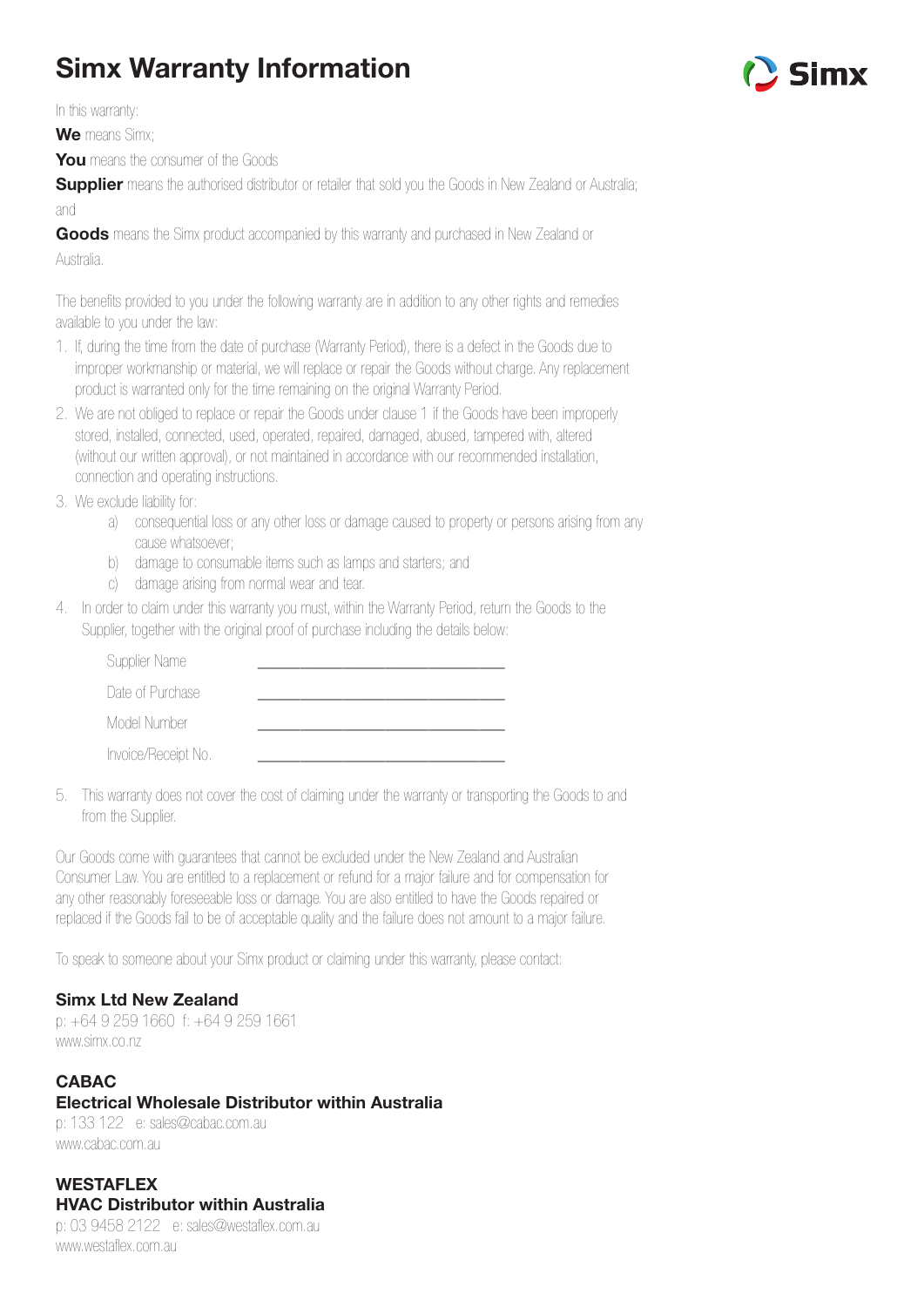# Simx Warranty Information

In this warranty:

**We** means Simx;

**You** means the consumer of the Goods

**Supplier** means the authorised distributor or retailer that sold you the Goods in New Zealand or Australia; and

**Goods** means the Simx product accompanied by this warranty and purchased in New Zealand or Australia.

The benefits provided to you under the following warranty are in addition to any other rights and remedies available to you under the law:

1. If, during the time from the date of purchase (Warranty Period), there is a defect in the Goods due to improper workmanship or material, we will replace or repair the Goods without charge. Any replacement product is warranted only for the time remaining on the original Warranty Period.
2. We are not obliged to replace or repair the Goods under clause 1 if the Goods have been improperly stored, installed, connected, used, operated, repaired, damaged, abused, tampered with, altered (without our written approval), or not maintained in accordance with our recommended installation, connection and operating instructions.
3. We exclude liability for:
   a) consequential loss or any other loss or damage caused to property or persons arising from any cause whatsoever;
   b) damage to consumable items such as lamps and starters; and
   c) damage arising from normal wear and tear.
4. In order to claim under this warranty you must, within the Warranty Period, return the Goods to the Supplier, together with the original proof of purchase including the details below:

   Supplier Name ______________________________

   Date of Purchase ______________________________

   Model Number ______________________________

   Invoice/Receipt No. ______________________________

5. This warranty does not cover the cost of claiming under the warranty or transporting the Goods to and from the Supplier.

Our Goods come with guarantees that cannot be excluded under the New Zealand and Australian Consumer Law. You are entitled to a replacement or refund for a major failure and for compensation for any other reasonably foreseeable loss or damage. You are also entitled to have the Goods repaired or replaced if the Goods fail to be of acceptable quality and the failure does not amount to a major failure.

To speak to someone about your Simx product or claiming under this warranty, please contact:

**Simx Ltd New Zealand**
p: +64 9 259 1660 f: +64 9 259 1661
www.simx.co.nz

**CABAC**
**Electrical Wholesale Distributor within Australia**
p: 133 122 e: sales@cabac.com.au
www.cabac.com.au

**WESTAFLEX**
**HVAC Distributor within Australia**
p: 03 9458 2122 e: sales@westaflex.com.au
www.westaflex.com.au